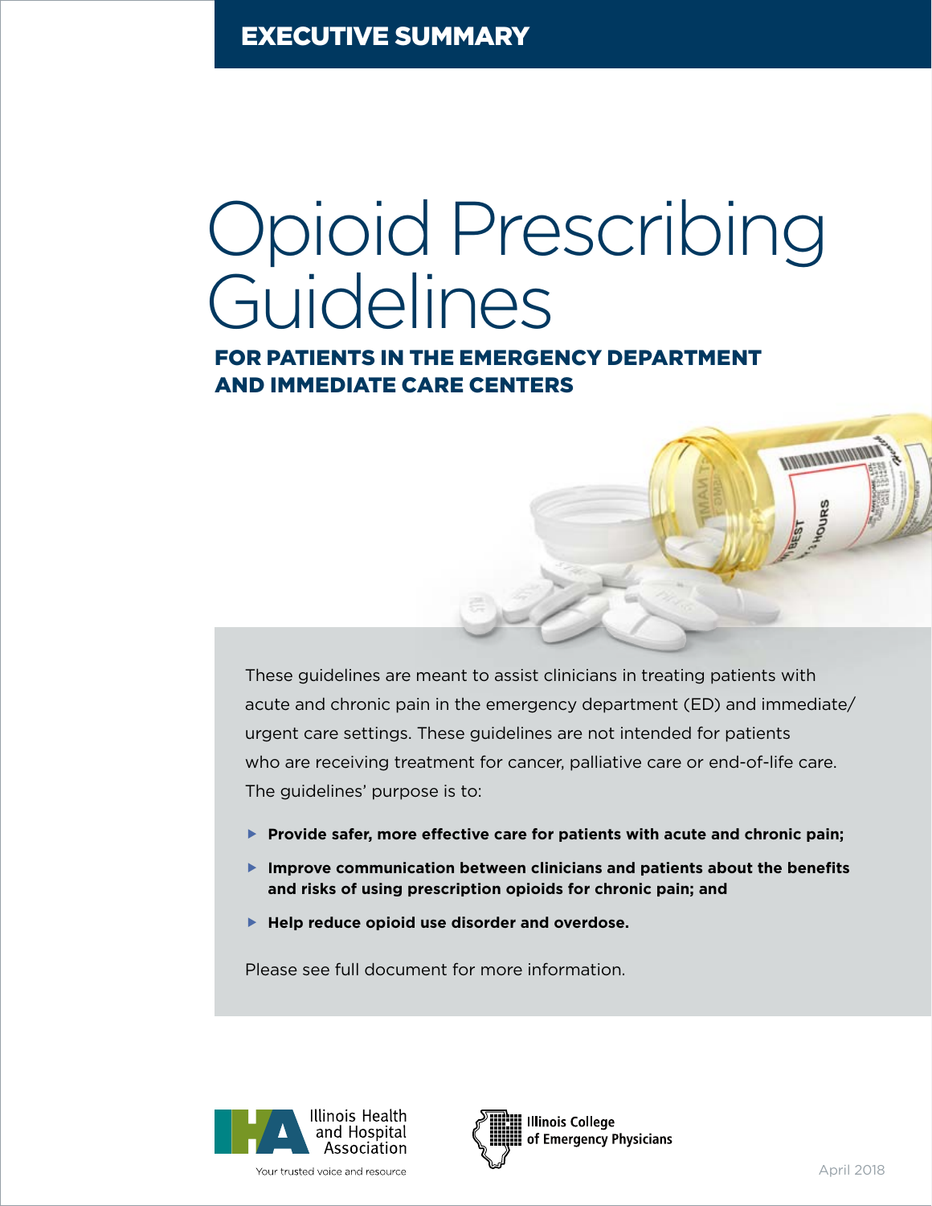EXECUTIVE SUMMARY

# Opioid Prescribing Guidelines

## FOR PATIENTS IN THE EMERGENCY DEPARTMENT AND IMMEDIATE CARE CENTERS

These guidelines are meant to assist clinicians in treating patients with acute and chronic pain in the emergency department (ED) and immediate/urgent care settings. These guidelines are not intended for patients who are receiving treatment for cancer, palliative care or end-of-life care. The guidelines' purpose is to:

- **Provide safer, more effective care for patients with acute and chronic pain;**
- **Improve communication between clinicians and patients about the benefits and risks of using prescription opioids for chronic pain; and**
- **Help reduce opioid use disorder and overdose.**

Please see full document for more information.

Illinois Health and Hospital Association — Your trusted voice and resource

Illinois College of Emergency Physicians

April 2018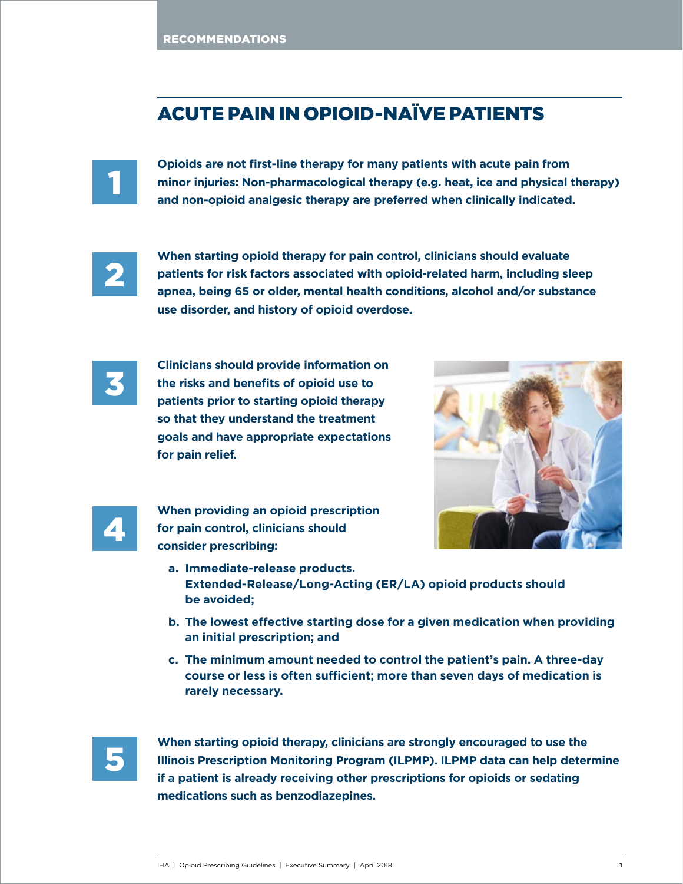RECOMMENDATIONS

# ACUTE PAIN IN OPIOID-NAÏVE PATIENTS

**1** **Opioids are not first-line therapy for many patients with acute pain from minor injuries: Non-pharmacological therapy (e.g. heat, ice and physical therapy) and non-opioid analgesic therapy are preferred when clinically indicated.**

**2** **When starting opioid therapy for pain control, clinicians should evaluate patients for risk factors associated with opioid-related harm, including sleep apnea, being 65 or older, mental health conditions, alcohol and/or substance use disorder, and history of opioid overdose.**

**3** **Clinicians should provide information on the risks and benefits of opioid use to patients prior to starting opioid therapy so that they understand the treatment goals and have appropriate expectations for pain relief.**

**4** **When providing an opioid prescription for pain control, clinicians should consider prescribing:**

- **a. Immediate-release products. Extended-Release/Long-Acting (ER/LA) opioid products should be avoided;**
- **b. The lowest effective starting dose for a given medication when providing an initial prescription; and**
- **c. The minimum amount needed to control the patient's pain. A three-day course or less is often sufficient; more than seven days of medication is rarely necessary.**

**5** **When starting opioid therapy, clinicians are strongly encouraged to use the Illinois Prescription Monitoring Program (ILPMP). ILPMP data can help determine if a patient is already receiving other prescriptions for opioids or sedating medications such as benzodiazepines.**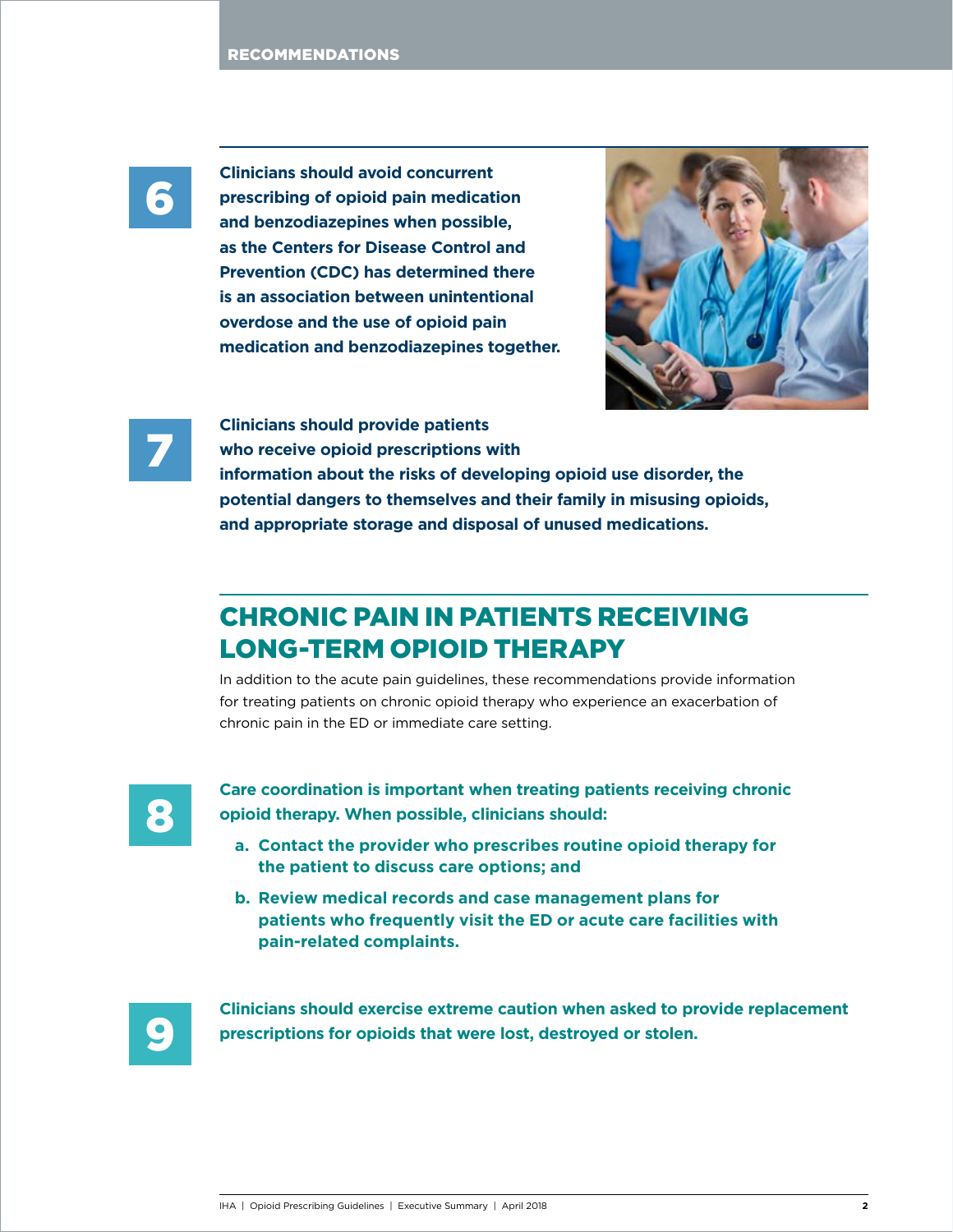## RECOMMENDATIONS

**6** **Clinicians should avoid concurrent prescribing of opioid pain medication and benzodiazepines when possible, as the Centers for Disease Control and Prevention (CDC) has determined there is an association between unintentional overdose and the use of opioid pain medication and benzodiazepines together.**

**7** **Clinicians should provide patients who receive opioid prescriptions with information about the risks of developing opioid use disorder, the potential dangers to themselves and their family in misusing opioids, and appropriate storage and disposal of unused medications.**

## CHRONIC PAIN IN PATIENTS RECEIVING LONG-TERM OPIOID THERAPY

In addition to the acute pain guidelines, these recommendations provide information for treating patients on chronic opioid therapy who experience an exacerbation of chronic pain in the ED or immediate care setting.

**8** **Care coordination is important when treating patients receiving chronic opioid therapy. When possible, clinicians should:**

- **a. Contact the provider who prescribes routine opioid therapy for the patient to discuss care options; and**
- **b. Review medical records and case management plans for patients who frequently visit the ED or acute care facilities with pain-related complaints.**

**9** **Clinicians should exercise extreme caution when asked to provide replacement prescriptions for opioids that were lost, destroyed or stolen.**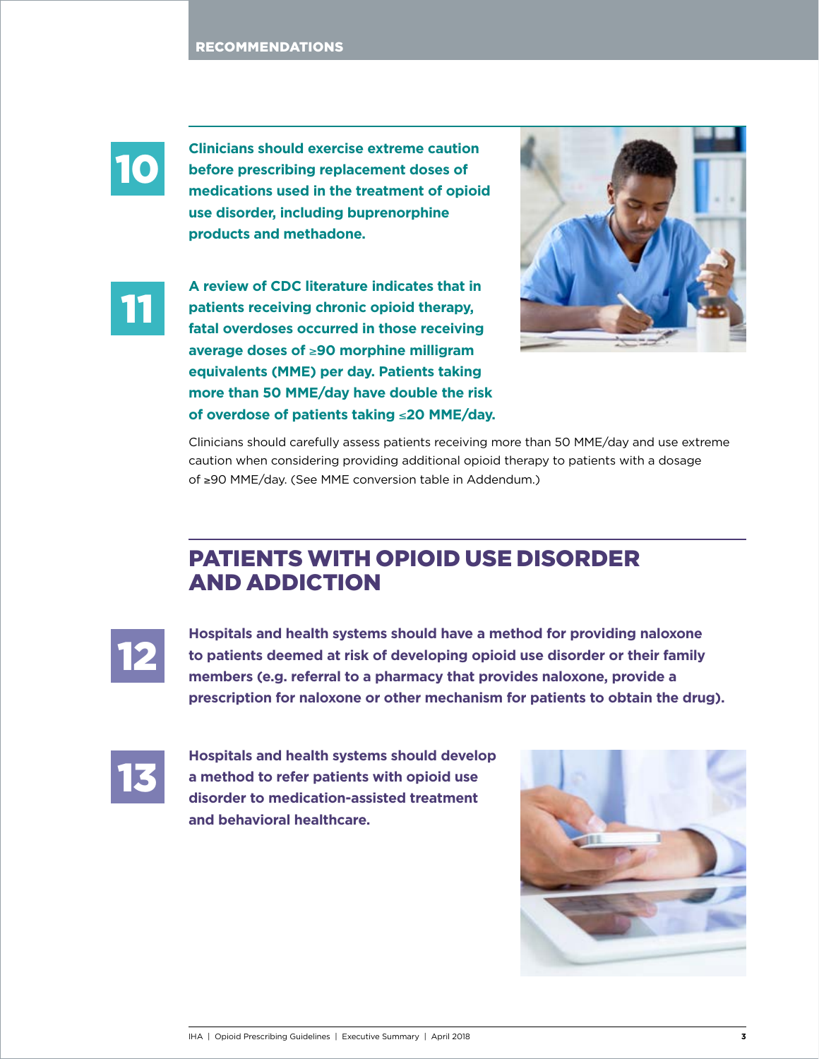**10** **Clinicians should exercise extreme caution before prescribing replacement doses of medications used in the treatment of opioid use disorder, including buprenorphine products and methadone.**

**11** **A review of CDC literature indicates that in patients receiving chronic opioid therapy, fatal overdoses occurred in those receiving average doses of ≥90 morphine milligram equivalents (MME) per day. Patients taking more than 50 MME/day have double the risk of overdose of patients taking ≤20 MME/day.**

Clinicians should carefully assess patients receiving more than 50 MME/day and use extreme caution when considering providing additional opioid therapy to patients with a dosage of ≥90 MME/day. (See MME conversion table in Addendum.)

## PATIENTS WITH OPIOID USE DISORDER AND ADDICTION

**12** **Hospitals and health systems should have a method for providing naloxone to patients deemed at risk of developing opioid use disorder or their family members (e.g. referral to a pharmacy that provides naloxone, provide a prescription for naloxone or other mechanism for patients to obtain the drug).**

**13** **Hospitals and health systems should develop a method to refer patients with opioid use disorder to medication-assisted treatment and behavioral healthcare.**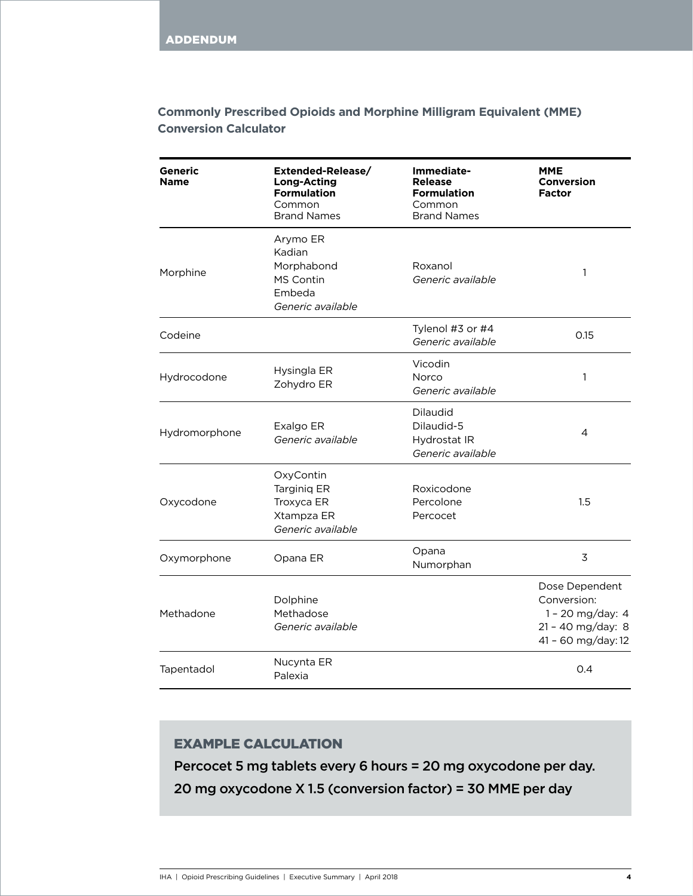## ADDENDUM

### Commonly Prescribed Opioids and Morphine Milligram Equivalent (MME) Conversion Calculator

| **Generic Name** | **Extended-Release/ Long-Acting Formulation** Common Brand Names | **Immediate-Release Formulation** Common Brand Names | **MME Conversion Factor** |
|---|---|---|---|
| Morphine | Arymo ER<br>Kadian<br>Morphabond<br>MS Contin<br>Embeda<br>*Generic available* | Roxanol<br>*Generic available* | 1 |
| Codeine | | Tylenol #3 or #4<br>*Generic available* | 0.15 |
| Hydrocodone | Hysingla ER<br>Zohydro ER | Vicodin<br>Norco<br>*Generic available* | 1 |
| Hydromorphone | Exalgo ER<br>*Generic available* | Dilaudid<br>Dilaudid-5<br>Hydrostat IR<br>*Generic available* | 4 |
| Oxycodone | OxyContin<br>Targiniq ER<br>Troxyca ER<br>Xtampza ER<br>*Generic available* | Roxicodone<br>Percolone<br>Percocet | 1.5 |
| Oxymorphone | Opana ER | Opana<br>Numorphan | 3 |
| Methadone | Dolphine<br>Methadose<br>*Generic available* | | Dose Dependent Conversion:<br>1 – 20 mg/day: 4<br>21 – 40 mg/day: 8<br>41 – 60 mg/day: 12 |
| Tapentadol | Nucynta ER<br>Palexia | | 0.4 |

### EXAMPLE CALCULATION

**Percocet 5 mg tablets every 6 hours = 20 mg oxycodone per day.**

**20 mg oxycodone X 1.5 (conversion factor) = 30 MME per day**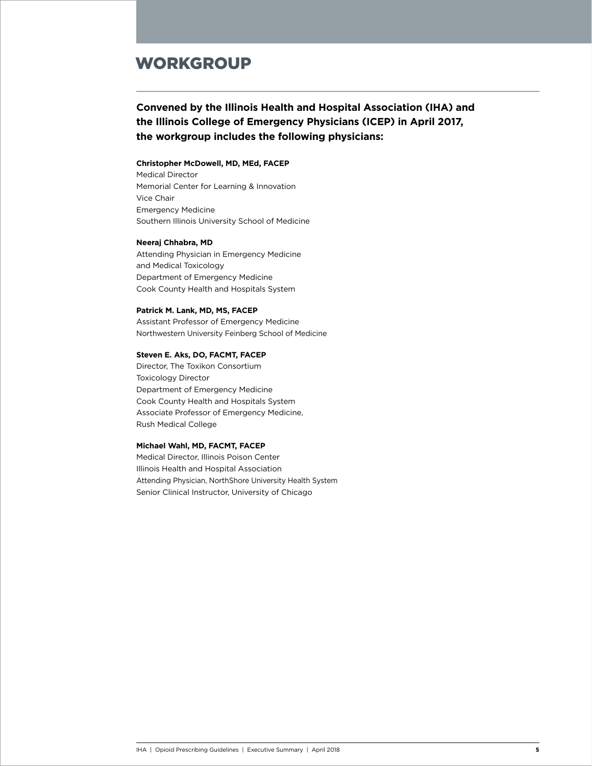# WORKGROUP

**Convened by the Illinois Health and Hospital Association (IHA) and the Illinois College of Emergency Physicians (ICEP) in April 2017, the workgroup includes the following physicians:**

**Christopher McDowell, MD, MEd, FACEP**
Medical Director
Memorial Center for Learning & Innovation
Vice Chair
Emergency Medicine
Southern Illinois University School of Medicine

**Neeraj Chhabra, MD**
Attending Physician in Emergency Medicine
and Medical Toxicology
Department of Emergency Medicine
Cook County Health and Hospitals System

**Patrick M. Lank, MD, MS, FACEP**
Assistant Professor of Emergency Medicine
Northwestern University Feinberg School of Medicine

**Steven E. Aks, DO, FACMT, FACEP**
Director, The Toxikon Consortium
Toxicology Director
Department of Emergency Medicine
Cook County Health and Hospitals System
Associate Professor of Emergency Medicine,
Rush Medical College

**Michael Wahl, MD, FACMT, FACEP**
Medical Director, Illinois Poison Center
Illinois Health and Hospital Association
Attending Physician, NorthShore University Health System
Senior Clinical Instructor, University of Chicago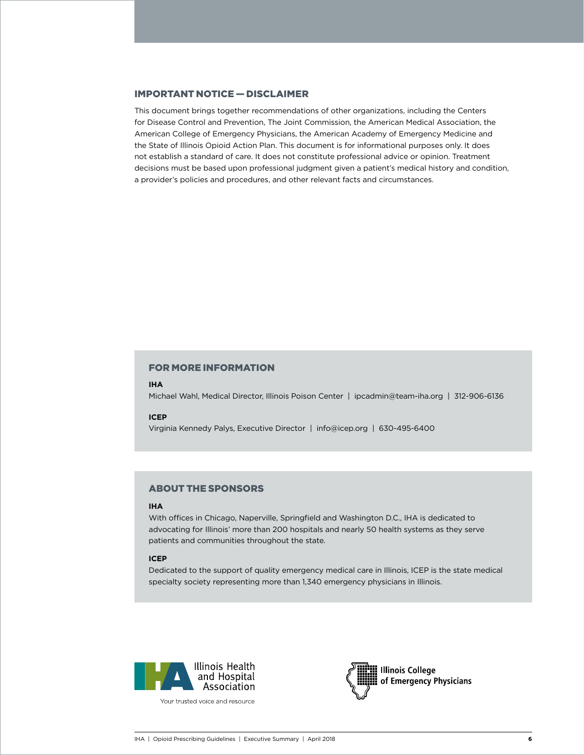## IMPORTANT NOTICE — DISCLAIMER

This document brings together recommendations of other organizations, including the Centers for Disease Control and Prevention, The Joint Commission, the American Medical Association, the American College of Emergency Physicians, the American Academy of Emergency Medicine and the State of Illinois Opioid Action Plan. This document is for informational purposes only. It does not establish a standard of care. It does not constitute professional advice or opinion. Treatment decisions must be based upon professional judgment given a patient's medical history and condition, a provider's policies and procedures, and other relevant facts and circumstances.

## FOR MORE INFORMATION

**IHA**

Michael Wahl, Medical Director, Illinois Poison Center | ipcadmin@team-iha.org | 312-906-6136

**ICEP**

Virginia Kennedy Palys, Executive Director | info@icep.org | 630-495-6400

## ABOUT THE SPONSORS

**IHA**

With offices in Chicago, Naperville, Springfield and Washington D.C., IHA is dedicated to advocating for Illinois' more than 200 hospitals and nearly 50 health systems as they serve patients and communities throughout the state.

**ICEP**

Dedicated to the support of quality emergency medical care in Illinois, ICEP is the state medical specialty society representing more than 1,340 emergency physicians in Illinois.

Illinois Health and Hospital Association

Your trusted voice and resource

Illinois College of Emergency Physicians